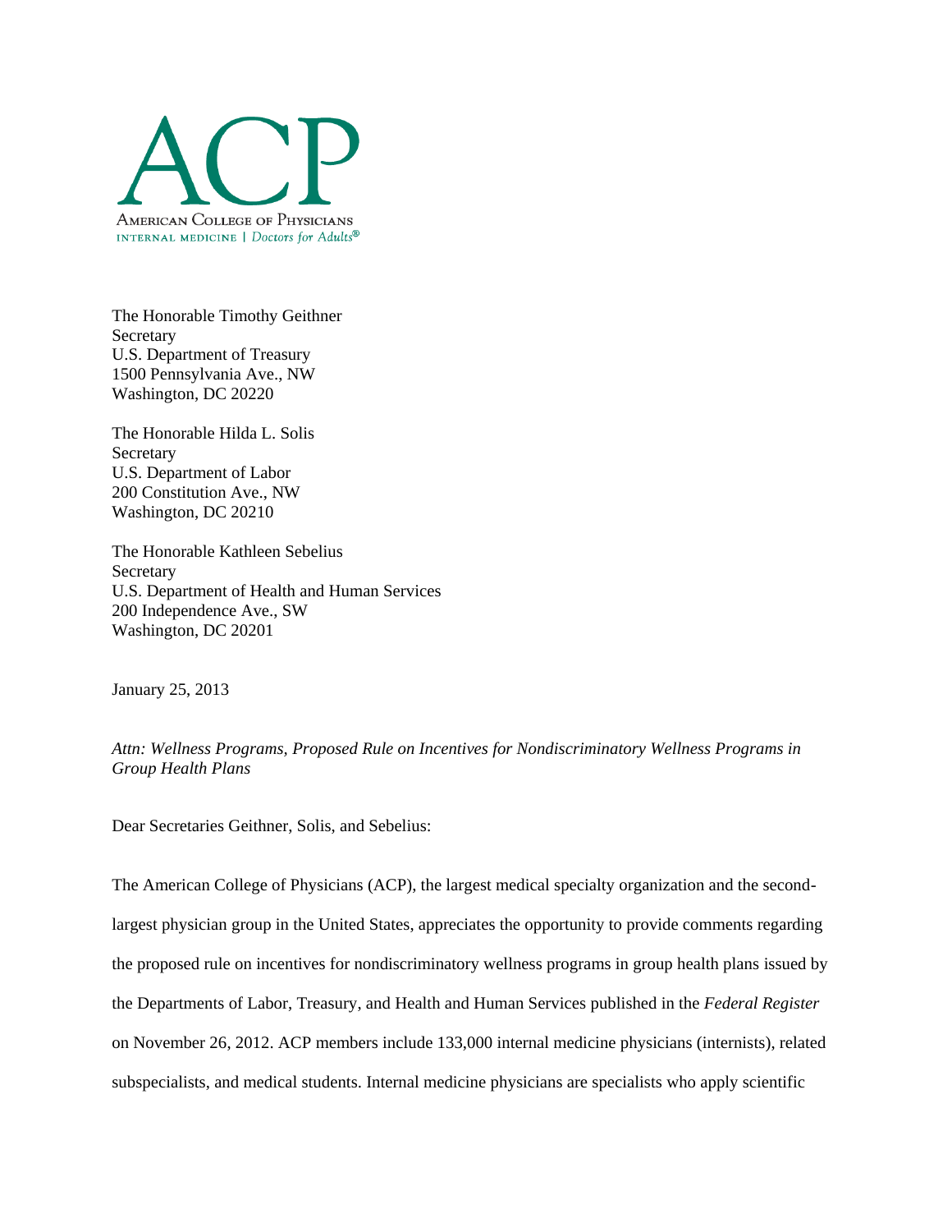ACP

AMERICAN COLLEGE OF PHYSICIANS
INTERNAL MEDICINE | *Doctors for Adults®*

The Honorable Timothy Geithner
Secretary
U.S. Department of Treasury
1500 Pennsylvania Ave., NW
Washington, DC 20220

The Honorable Hilda L. Solis
Secretary
U.S. Department of Labor
200 Constitution Ave., NW
Washington, DC 20210

The Honorable Kathleen Sebelius
Secretary
U.S. Department of Health and Human Services
200 Independence Ave., SW
Washington, DC 20201

January 25, 2013

*Attn: Wellness Programs, Proposed Rule on Incentives for Nondiscriminatory Wellness Programs in Group Health Plans*

Dear Secretaries Geithner, Solis, and Sebelius:

The American College of Physicians (ACP), the largest medical specialty organization and the second-largest physician group in the United States, appreciates the opportunity to provide comments regarding the proposed rule on incentives for nondiscriminatory wellness programs in group health plans issued by the Departments of Labor, Treasury, and Health and Human Services published in the *Federal Register* on November 26, 2012. ACP members include 133,000 internal medicine physicians (internists), related subspecialists, and medical students. Internal medicine physicians are specialists who apply scientific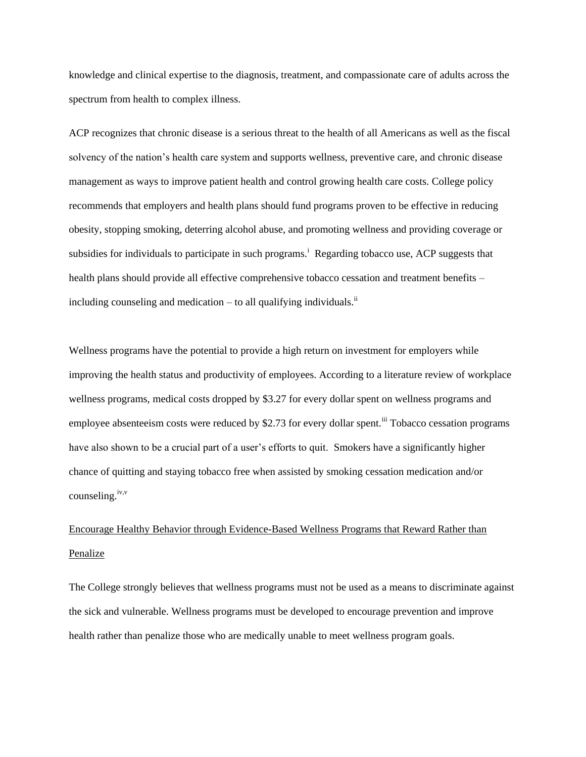knowledge and clinical expertise to the diagnosis, treatment, and compassionate care of adults across the spectrum from health to complex illness.

ACP recognizes that chronic disease is a serious threat to the health of all Americans as well as the fiscal solvency of the nation's health care system and supports wellness, preventive care, and chronic disease management as ways to improve patient health and control growing health care costs. College policy recommends that employers and health plans should fund programs proven to be effective in reducing obesity, stopping smoking, deterring alcohol abuse, and promoting wellness and providing coverage or subsidies for individuals to participate in such programs.[i] Regarding tobacco use, ACP suggests that health plans should provide all effective comprehensive tobacco cessation and treatment benefits – including counseling and medication – to all qualifying individuals.[ii]

Wellness programs have the potential to provide a high return on investment for employers while improving the health status and productivity of employees. According to a literature review of workplace wellness programs, medical costs dropped by $3.27 for every dollar spent on wellness programs and employee absenteeism costs were reduced by $2.73 for every dollar spent.[iii] Tobacco cessation programs have also shown to be a crucial part of a user's efforts to quit. Smokers have a significantly higher chance of quitting and staying tobacco free when assisted by smoking cessation medication and/or counseling.[iv,v]

<u>Encourage Healthy Behavior through Evidence-Based Wellness Programs that Reward Rather than Penalize</u>

The College strongly believes that wellness programs must not be used as a means to discriminate against the sick and vulnerable. Wellness programs must be developed to encourage prevention and improve health rather than penalize those who are medically unable to meet wellness program goals.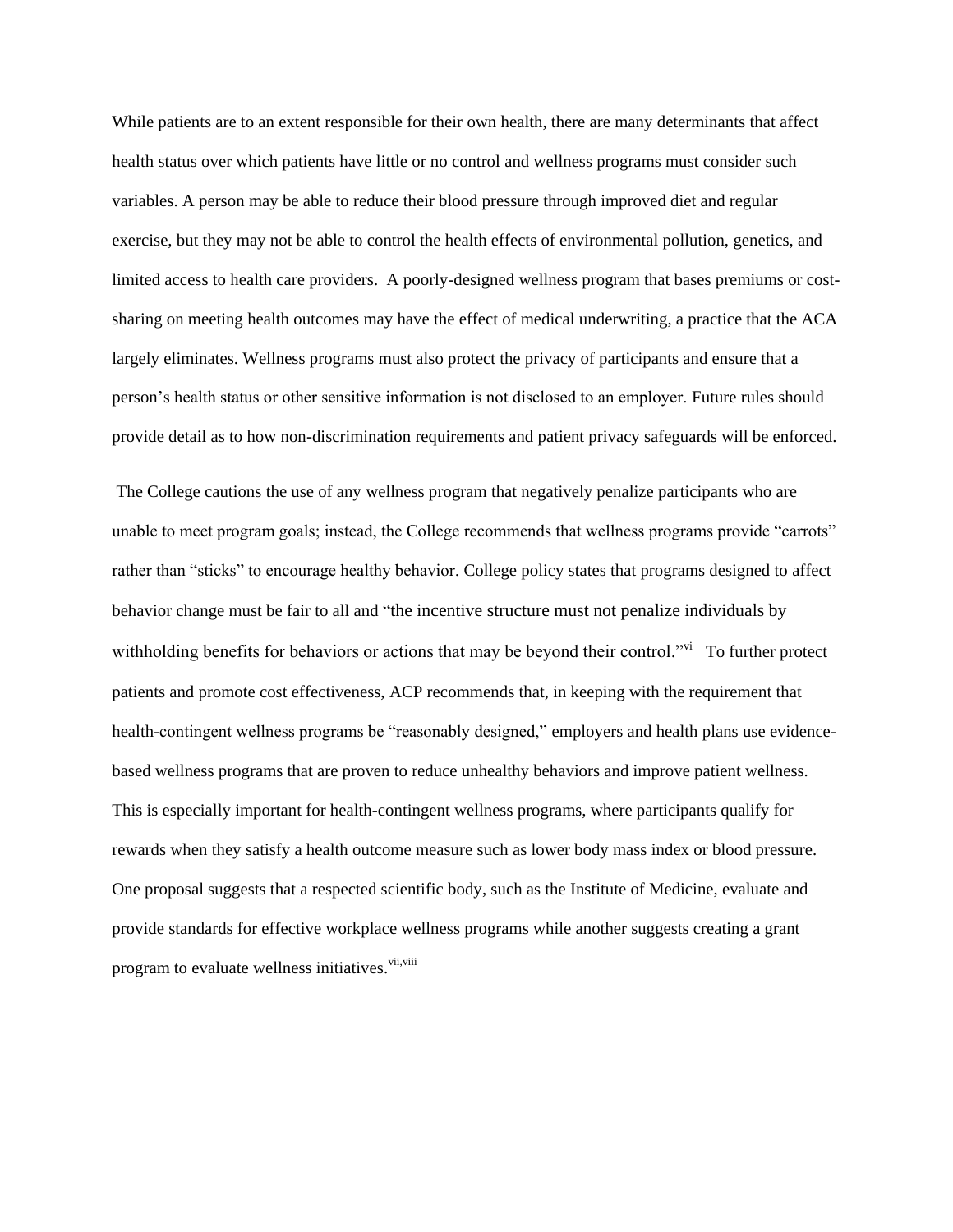While patients are to an extent responsible for their own health, there are many determinants that affect health status over which patients have little or no control and wellness programs must consider such variables. A person may be able to reduce their blood pressure through improved diet and regular exercise, but they may not be able to control the health effects of environmental pollution, genetics, and limited access to health care providers. A poorly-designed wellness program that bases premiums or cost-sharing on meeting health outcomes may have the effect of medical underwriting, a practice that the ACA largely eliminates. Wellness programs must also protect the privacy of participants and ensure that a person's health status or other sensitive information is not disclosed to an employer. Future rules should provide detail as to how non-discrimination requirements and patient privacy safeguards will be enforced.

The College cautions the use of any wellness program that negatively penalize participants who are unable to meet program goals; instead, the College recommends that wellness programs provide "carrots" rather than "sticks" to encourage healthy behavior. College policy states that programs designed to affect behavior change must be fair to all and "the incentive structure must not penalize individuals by withholding benefits for behaviors or actions that may be beyond their control."[vi] To further protect patients and promote cost effectiveness, ACP recommends that, in keeping with the requirement that health-contingent wellness programs be "reasonably designed," employers and health plans use evidence-based wellness programs that are proven to reduce unhealthy behaviors and improve patient wellness. This is especially important for health-contingent wellness programs, where participants qualify for rewards when they satisfy a health outcome measure such as lower body mass index or blood pressure. One proposal suggests that a respected scientific body, such as the Institute of Medicine, evaluate and provide standards for effective workplace wellness programs while another suggests creating a grant program to evaluate wellness initiatives.[vii,viii]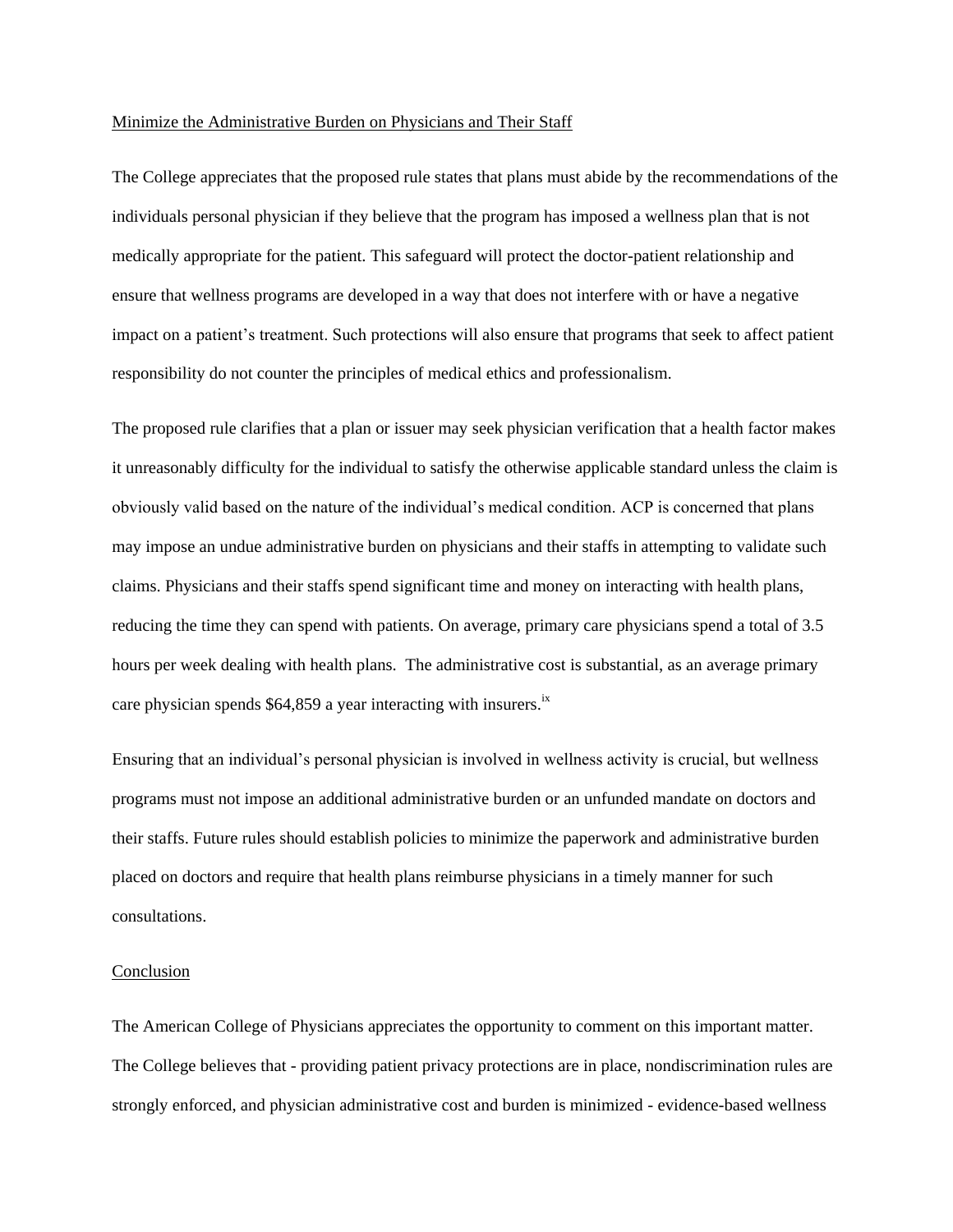Minimize the Administrative Burden on Physicians and Their Staff

The College appreciates that the proposed rule states that plans must abide by the recommendations of the individuals personal physician if they believe that the program has imposed a wellness plan that is not medically appropriate for the patient. This safeguard will protect the doctor-patient relationship and ensure that wellness programs are developed in a way that does not interfere with or have a negative impact on a patient's treatment. Such protections will also ensure that programs that seek to affect patient responsibility do not counter the principles of medical ethics and professionalism.

The proposed rule clarifies that a plan or issuer may seek physician verification that a health factor makes it unreasonably difficulty for the individual to satisfy the otherwise applicable standard unless the claim is obviously valid based on the nature of the individual's medical condition. ACP is concerned that plans may impose an undue administrative burden on physicians and their staffs in attempting to validate such claims. Physicians and their staffs spend significant time and money on interacting with health plans, reducing the time they can spend with patients. On average, primary care physicians spend a total of 3.5 hours per week dealing with health plans. The administrative cost is substantial, as an average primary care physician spends $64,859 a year interacting with insurers.[ix]

Ensuring that an individual's personal physician is involved in wellness activity is crucial, but wellness programs must not impose an additional administrative burden or an unfunded mandate on doctors and their staffs. Future rules should establish policies to minimize the paperwork and administrative burden placed on doctors and require that health plans reimburse physicians in a timely manner for such consultations.

Conclusion

The American College of Physicians appreciates the opportunity to comment on this important matter. The College believes that - providing patient privacy protections are in place, nondiscrimination rules are strongly enforced, and physician administrative cost and burden is minimized - evidence-based wellness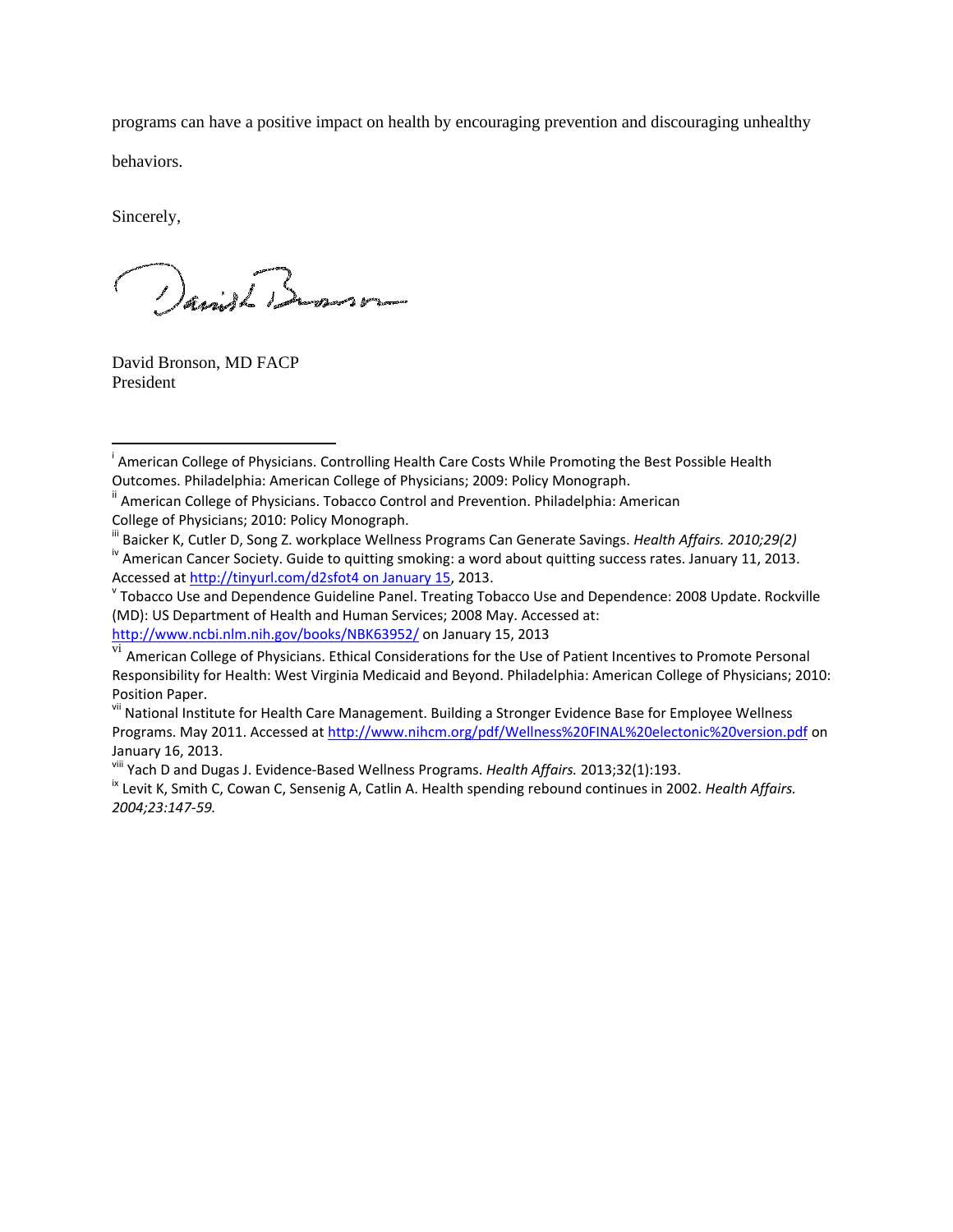programs can have a positive impact on health by encouraging prevention and discouraging unhealthy behaviors.

Sincerely,

David Bronson, MD FACP
President

---

[i] American College of Physicians. Controlling Health Care Costs While Promoting the Best Possible Health Outcomes. Philadelphia: American College of Physicians; 2009: Policy Monograph.

[ii] American College of Physicians. Tobacco Control and Prevention. Philadelphia: American College of Physicians; 2010: Policy Monograph.

[iii] Baicker K, Cutler D, Song Z. workplace Wellness Programs Can Generate Savings. *Health Affairs. 2010;29(2)*

[iv] American Cancer Society. Guide to quitting smoking: a word about quitting success rates. January 11, 2013. Accessed at http://tinyurl.com/d2sfot4 on January 15, 2013.

[v] Tobacco Use and Dependence Guideline Panel. Treating Tobacco Use and Dependence: 2008 Update. Rockville (MD): US Department of Health and Human Services; 2008 May. Accessed at: http://www.ncbi.nlm.nih.gov/books/NBK63952/ on January 15, 2013

[vi] American College of Physicians. Ethical Considerations for the Use of Patient Incentives to Promote Personal Responsibility for Health: West Virginia Medicaid and Beyond. Philadelphia: American College of Physicians; 2010: Position Paper.

[vii] National Institute for Health Care Management. Building a Stronger Evidence Base for Employee Wellness Programs. May 2011. Accessed at http://www.nihcm.org/pdf/Wellness%20FINAL%20electonic%20version.pdf on January 16, 2013.

[viii] Yach D and Dugas J. Evidence-Based Wellness Programs. *Health Affairs.* 2013;32(1):193.

[ix] Levit K, Smith C, Cowan C, Sensenig A, Catlin A. Health spending rebound continues in 2002. *Health Affairs. 2004;23:147-59.*